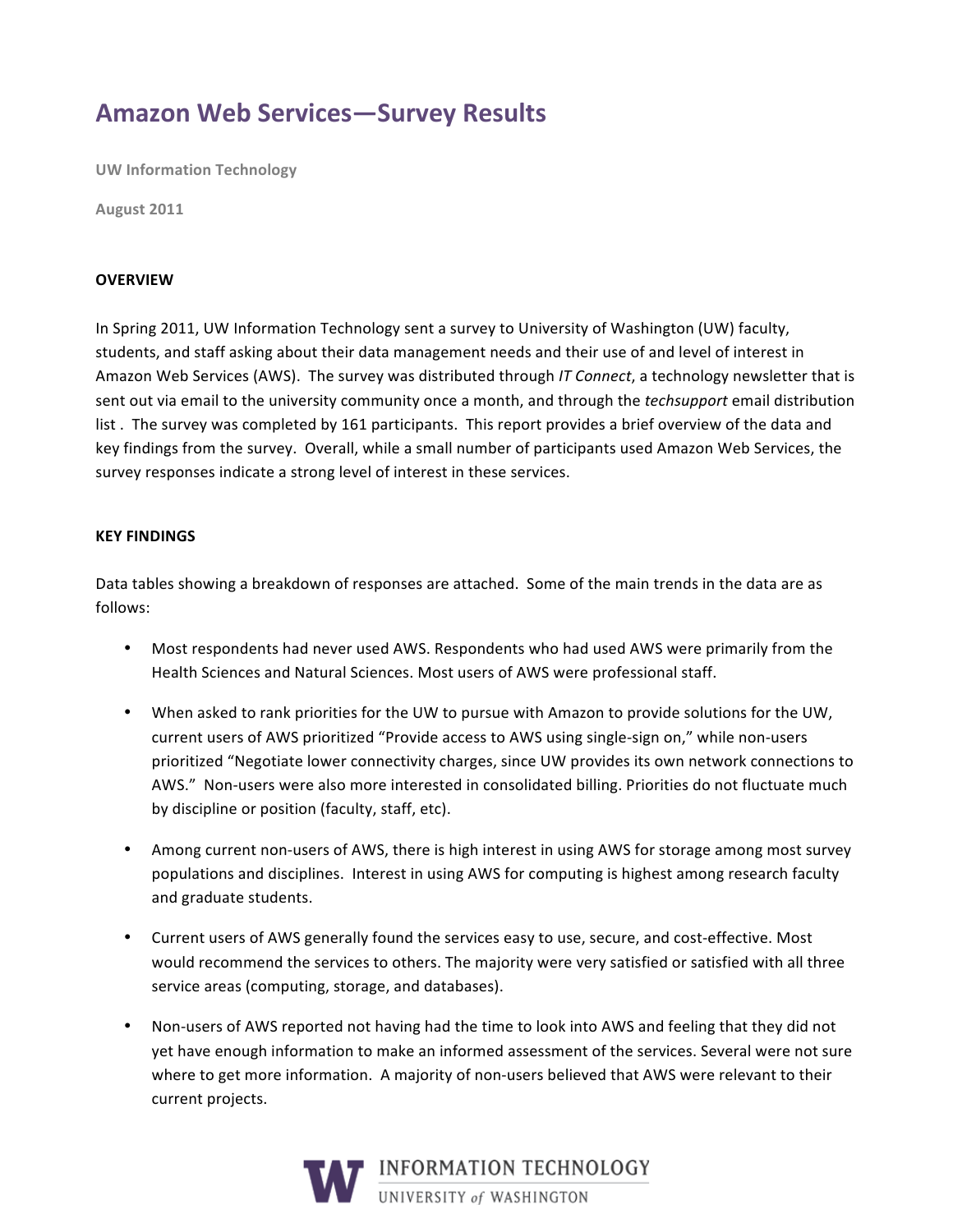# Amazon Web Services—Survey Results

UW Information Technology

August 2011

**OVERVIEW**

In Spring 2011, UW Information Technology sent a survey to University of Washington (UW) faculty, students, and staff asking about their data management needs and their use of and level of interest in Amazon Web Services (AWS). The survey was distributed through *IT Connect*, a technology newsletter that is sent out via email to the university community once a month, and through the *techsupport* email distribution list . The survey was completed by 161 participants. This report provides a brief overview of the data and key findings from the survey. Overall, while a small number of participants used Amazon Web Services, the survey responses indicate a strong level of interest in these services.

**KEY FINDINGS**

Data tables showing a breakdown of responses are attached. Some of the main trends in the data are as follows:

- Most respondents had never used AWS. Respondents who had used AWS were primarily from the Health Sciences and Natural Sciences. Most users of AWS were professional staff.

- When asked to rank priorities for the UW to pursue with Amazon to provide solutions for the UW, current users of AWS prioritized "Provide access to AWS using single-sign on," while non-users prioritized "Negotiate lower connectivity charges, since UW provides its own network connections to AWS." Non-users were also more interested in consolidated billing. Priorities do not fluctuate much by discipline or position (faculty, staff, etc).

- Among current non-users of AWS, there is high interest in using AWS for storage among most survey populations and disciplines. Interest in using AWS for computing is highest among research faculty and graduate students.

- Current users of AWS generally found the services easy to use, secure, and cost-effective. Most would recommend the services to others. The majority were very satisfied or satisfied with all three service areas (computing, storage, and databases).

- Non-users of AWS reported not having had the time to look into AWS and feeling that they did not yet have enough information to make an informed assessment of the services. Several were not sure where to get more information. A majority of non-users believed that AWS were relevant to their current projects.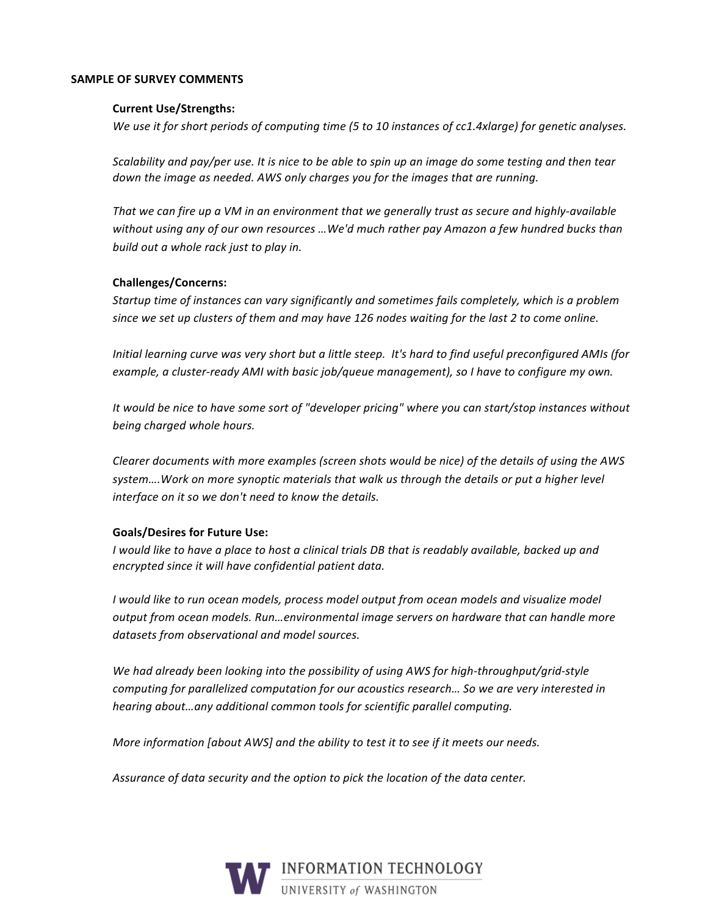**SAMPLE OF SURVEY COMMENTS**

**Current Use/Strengths:**

*We use it for short periods of computing time (5 to 10 instances of cc1.4xlarge) for genetic analyses.*

*Scalability and pay/per use. It is nice to be able to spin up an image do some testing and then tear down the image as needed. AWS only charges you for the images that are running.*

*That we can fire up a VM in an environment that we generally trust as secure and highly-available without using any of our own resources …We'd much rather pay Amazon a few hundred bucks than build out a whole rack just to play in.*

**Challenges/Concerns:**

*Startup time of instances can vary significantly and sometimes fails completely, which is a problem since we set up clusters of them and may have 126 nodes waiting for the last 2 to come online.*

*Initial learning curve was very short but a little steep. It's hard to find useful preconfigured AMIs (for example, a cluster-ready AMI with basic job/queue management), so I have to configure my own.*

*It would be nice to have some sort of "developer pricing" where you can start/stop instances without being charged whole hours.*

*Clearer documents with more examples (screen shots would be nice) of the details of using the AWS system….Work on more synoptic materials that walk us through the details or put a higher level interface on it so we don't need to know the details.*

**Goals/Desires for Future Use:**

*I would like to have a place to host a clinical trials DB that is readably available, backed up and encrypted since it will have confidential patient data.*

*I would like to run ocean models, process model output from ocean models and visualize model output from ocean models. Run…environmental image servers on hardware that can handle more datasets from observational and model sources.*

*We had already been looking into the possibility of using AWS for high-throughput/grid-style computing for parallelized computation for our acoustics research… So we are very interested in hearing about…any additional common tools for scientific parallel computing.*

*More information [about AWS] and the ability to test it to see if it meets our needs.*

*Assurance of data security and the option to pick the location of the data center.*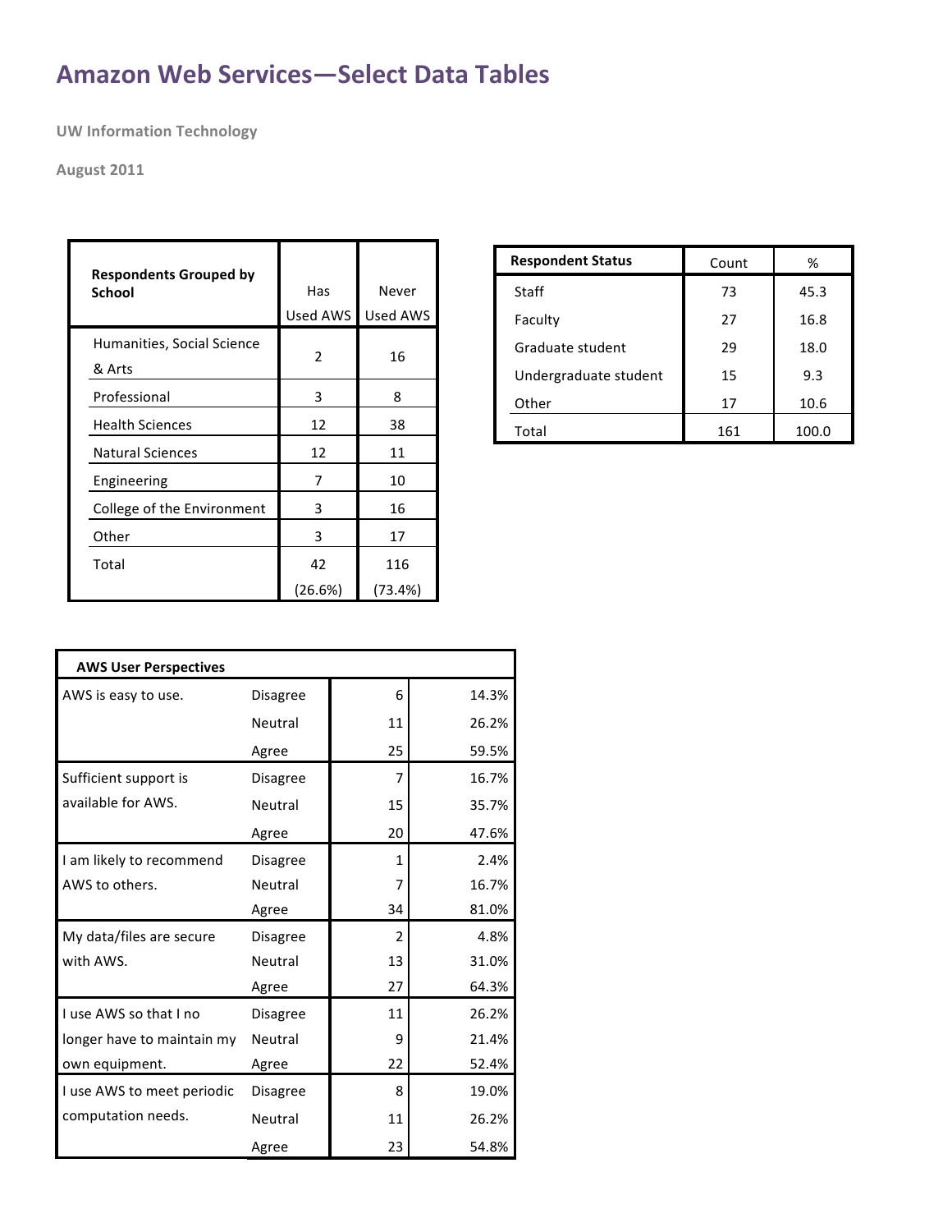# Amazon Web Services—Select Data Tables

UW Information Technology

August 2011

| Respondents Grouped by School | Has Used AWS | Never Used AWS |
|---|---|---|
| Humanities, Social Science & Arts | 2 | 16 |
| Professional | 3 | 8 |
| Health Sciences | 12 | 38 |
| Natural Sciences | 12 | 11 |
| Engineering | 7 | 10 |
| College of the Environment | 3 | 16 |
| Other | 3 | 17 |
| Total | 42 (26.6%) | 116 (73.4%) |

| Respondent Status | Count | % |
|---|---|---|
| Staff | 73 | 45.3 |
| Faculty | 27 | 16.8 |
| Graduate student | 29 | 18.0 |
| Undergraduate student | 15 | 9.3 |
| Other | 17 | 10.6 |
| Total | 161 | 100.0 |

| AWS User Perspectives | | | |
|---|---|---|---|
| AWS is easy to use. | Disagree | 6 | 14.3% |
| | Neutral | 11 | 26.2% |
| | Agree | 25 | 59.5% |
| Sufficient support is available for AWS. | Disagree | 7 | 16.7% |
| | Neutral | 15 | 35.7% |
| | Agree | 20 | 47.6% |
| I am likely to recommend AWS to others. | Disagree | 1 | 2.4% |
| | Neutral | 7 | 16.7% |
| | Agree | 34 | 81.0% |
| My data/files are secure with AWS. | Disagree | 2 | 4.8% |
| | Neutral | 13 | 31.0% |
| | Agree | 27 | 64.3% |
| I use AWS so that I no longer have to maintain my own equipment. | Disagree | 11 | 26.2% |
| | Neutral | 9 | 21.4% |
| | Agree | 22 | 52.4% |
| I use AWS to meet periodic computation needs. | Disagree | 8 | 19.0% |
| | Neutral | 11 | 26.2% |
| | Agree | 23 | 54.8% |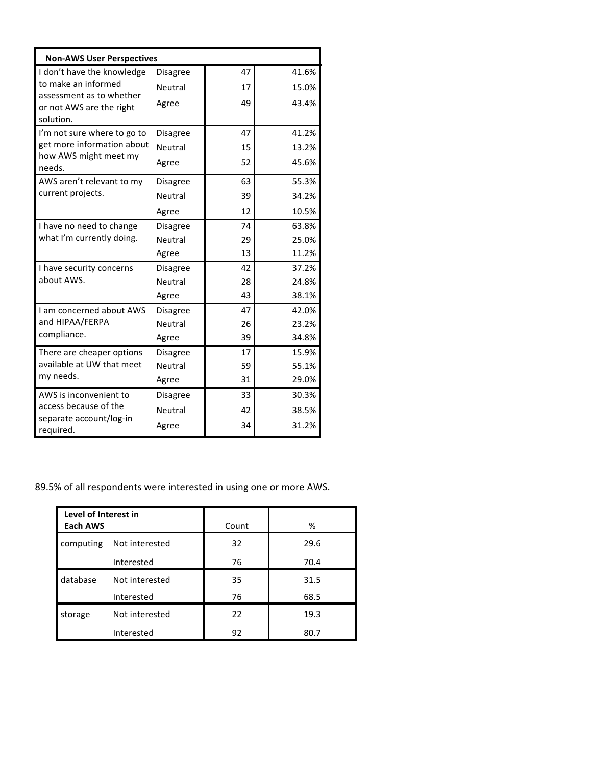| Non-AWS User Perspectives | | | |
|---|---|---|---|
| I don't have the knowledge to make an informed assessment as to whether or not AWS are the right solution. | Disagree | 47 | 41.6% |
| | Neutral | 17 | 15.0% |
| | Agree | 49 | 43.4% |
| I'm not sure where to go to get more information about how AWS might meet my needs. | Disagree | 47 | 41.2% |
| | Neutral | 15 | 13.2% |
| | Agree | 52 | 45.6% |
| AWS aren't relevant to my current projects. | Disagree | 63 | 55.3% |
| | Neutral | 39 | 34.2% |
| | Agree | 12 | 10.5% |
| I have no need to change what I'm currently doing. | Disagree | 74 | 63.8% |
| | Neutral | 29 | 25.0% |
| | Agree | 13 | 11.2% |
| I have security concerns about AWS. | Disagree | 42 | 37.2% |
| | Neutral | 28 | 24.8% |
| | Agree | 43 | 38.1% |
| I am concerned about AWS and HIPAA/FERPA compliance. | Disagree | 47 | 42.0% |
| | Neutral | 26 | 23.2% |
| | Agree | 39 | 34.8% |
| There are cheaper options available at UW that meet my needs. | Disagree | 17 | 15.9% |
| | Neutral | 59 | 55.1% |
| | Agree | 31 | 29.0% |
| AWS is inconvenient to access because of the separate account/log-in required. | Disagree | 33 | 30.3% |
| | Neutral | 42 | 38.5% |
| | Agree | 34 | 31.2% |

89.5% of all respondents were interested in using one or more AWS.

| Level of Interest in Each AWS | | Count | % |
|---|---|---|---|
| computing | Not interested | 32 | 29.6 |
| | Interested | 76 | 70.4 |
| database | Not interested | 35 | 31.5 |
| | Interested | 76 | 68.5 |
| storage | Not interested | 22 | 19.3 |
| | Interested | 92 | 80.7 |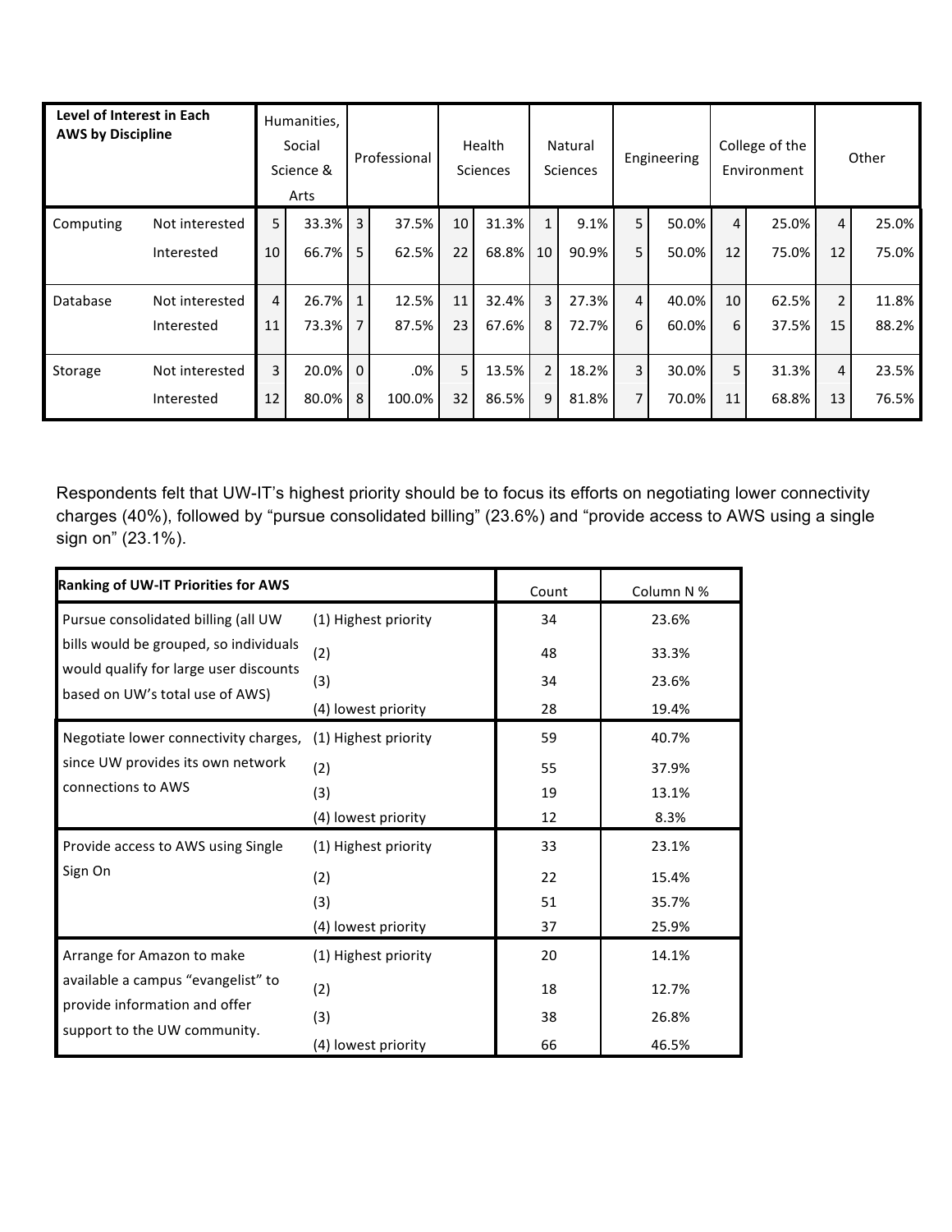| Level of Interest in Each AWS by Discipline | | Humanities, Social Science & Arts | | Professional | | Health Sciences | | Natural Sciences | | Engineering | | College of the Environment | | Other | |
|---|---|---|---|---|---|---|---|---|---|---|---|---|---|---|---|
| Computing | Not interested | 5 | 33.3% | 3 | 37.5% | 10 | 31.3% | 1 | 9.1% | 5 | 50.0% | 4 | 25.0% | 4 | 25.0% |
| | Interested | 10 | 66.7% | 5 | 62.5% | 22 | 68.8% | 10 | 90.9% | 5 | 50.0% | 12 | 75.0% | 12 | 75.0% |
| Database | Not interested | 4 | 26.7% | 1 | 12.5% | 11 | 32.4% | 3 | 27.3% | 4 | 40.0% | 10 | 62.5% | 2 | 11.8% |
| | Interested | 11 | 73.3% | 7 | 87.5% | 23 | 67.6% | 8 | 72.7% | 6 | 60.0% | 6 | 37.5% | 15 | 88.2% |
| Storage | Not interested | 3 | 20.0% | 0 | .0% | 5 | 13.5% | 2 | 18.2% | 3 | 30.0% | 5 | 31.3% | 4 | 23.5% |
| | Interested | 12 | 80.0% | 8 | 100.0% | 32 | 86.5% | 9 | 81.8% | 7 | 70.0% | 11 | 68.8% | 13 | 76.5% |

Respondents felt that UW-IT's highest priority should be to focus its efforts on negotiating lower connectivity charges (40%), followed by "pursue consolidated billing" (23.6%) and "provide access to AWS using a single sign on" (23.1%).

| Ranking of UW-IT Priorities for AWS | | Count | Column N % |
|---|---|---|---|
| Pursue consolidated billing (all UW bills would be grouped, so individuals would qualify for large user discounts based on UW's total use of AWS) | (1) Highest priority | 34 | 23.6% |
| | (2) | 48 | 33.3% |
| | (3) | 34 | 23.6% |
| | (4) lowest priority | 28 | 19.4% |
| Negotiate lower connectivity charges, since UW provides its own network connections to AWS | (1) Highest priority | 59 | 40.7% |
| | (2) | 55 | 37.9% |
| | (3) | 19 | 13.1% |
| | (4) lowest priority | 12 | 8.3% |
| Provide access to AWS using Single Sign On | (1) Highest priority | 33 | 23.1% |
| | (2) | 22 | 15.4% |
| | (3) | 51 | 35.7% |
| | (4) lowest priority | 37 | 25.9% |
| Arrange for Amazon to make available a campus "evangelist" to provide information and offer support to the UW community. | (1) Highest priority | 20 | 14.1% |
| | (2) | 18 | 12.7% |
| | (3) | 38 | 26.8% |
| | (4) lowest priority | 66 | 46.5% |